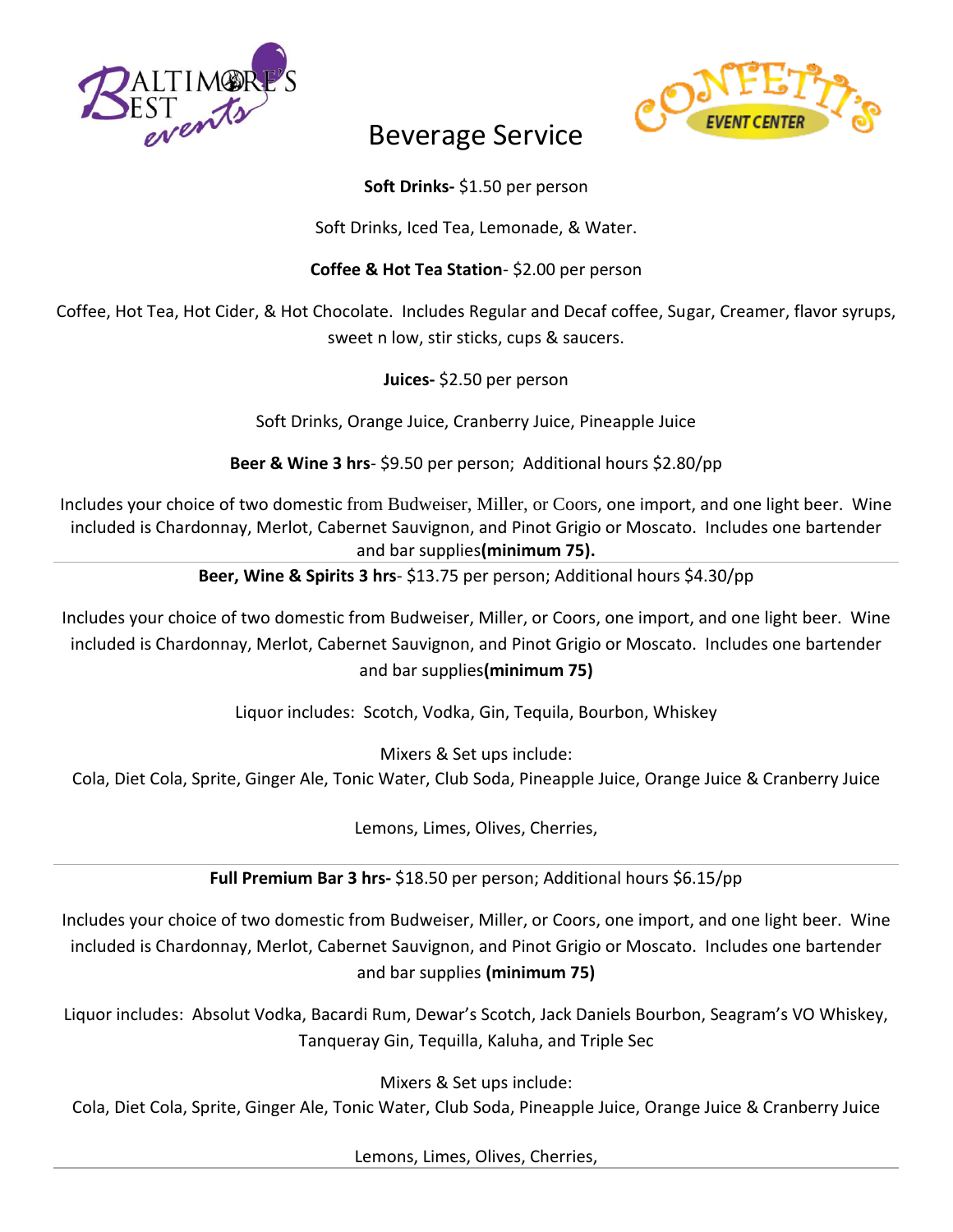Baltimore's Best events

Confetti's Event Center

# Beverage Service

**Soft Drinks-** $1.50 per person

Soft Drinks, Iced Tea, Lemonade, & Water.

**Coffee & Hot Tea Station**- $2.00 per person

Coffee, Hot Tea, Hot Cider, & Hot Chocolate. Includes Regular and Decaf coffee, Sugar, Creamer, flavor syrups, sweet n low, stir sticks, cups & saucers.

**Juices-** $2.50 per person

Soft Drinks, Orange Juice, Cranberry Juice, Pineapple Juice

**Beer & Wine 3 hrs**- $9.50 per person; Additional hours $2.80/pp

Includes your choice of two domestic from Budweiser, Miller, or Coors, one import, and one light beer. Wine included is Chardonnay, Merlot, Cabernet Sauvignon, and Pinot Grigio or Moscato. Includes one bartender and bar supplies**(minimum 75).**

---

**Beer, Wine & Spirits 3 hrs**- $13.75 per person; Additional hours $4.30/pp

Includes your choice of two domestic from Budweiser, Miller, or Coors, one import, and one light beer. Wine included is Chardonnay, Merlot, Cabernet Sauvignon, and Pinot Grigio or Moscato. Includes one bartender and bar supplies**(minimum 75)**

Liquor includes: Scotch, Vodka, Gin, Tequila, Bourbon, Whiskey

Mixers & Set ups include:
Cola, Diet Cola, Sprite, Ginger Ale, Tonic Water, Club Soda, Pineapple Juice, Orange Juice & Cranberry Juice

Lemons, Limes, Olives, Cherries,

---

**Full Premium Bar 3 hrs-** $18.50 per person; Additional hours $6.15/pp

Includes your choice of two domestic from Budweiser, Miller, or Coors, one import, and one light beer. Wine included is Chardonnay, Merlot, Cabernet Sauvignon, and Pinot Grigio or Moscato. Includes one bartender and bar supplies **(minimum 75)**

Liquor includes: Absolut Vodka, Bacardi Rum, Dewar's Scotch, Jack Daniels Bourbon, Seagram's VO Whiskey, Tanqueray Gin, Tequilla, Kaluha, and Triple Sec

Mixers & Set ups include:
Cola, Diet Cola, Sprite, Ginger Ale, Tonic Water, Club Soda, Pineapple Juice, Orange Juice & Cranberry Juice

Lemons, Limes, Olives, Cherries,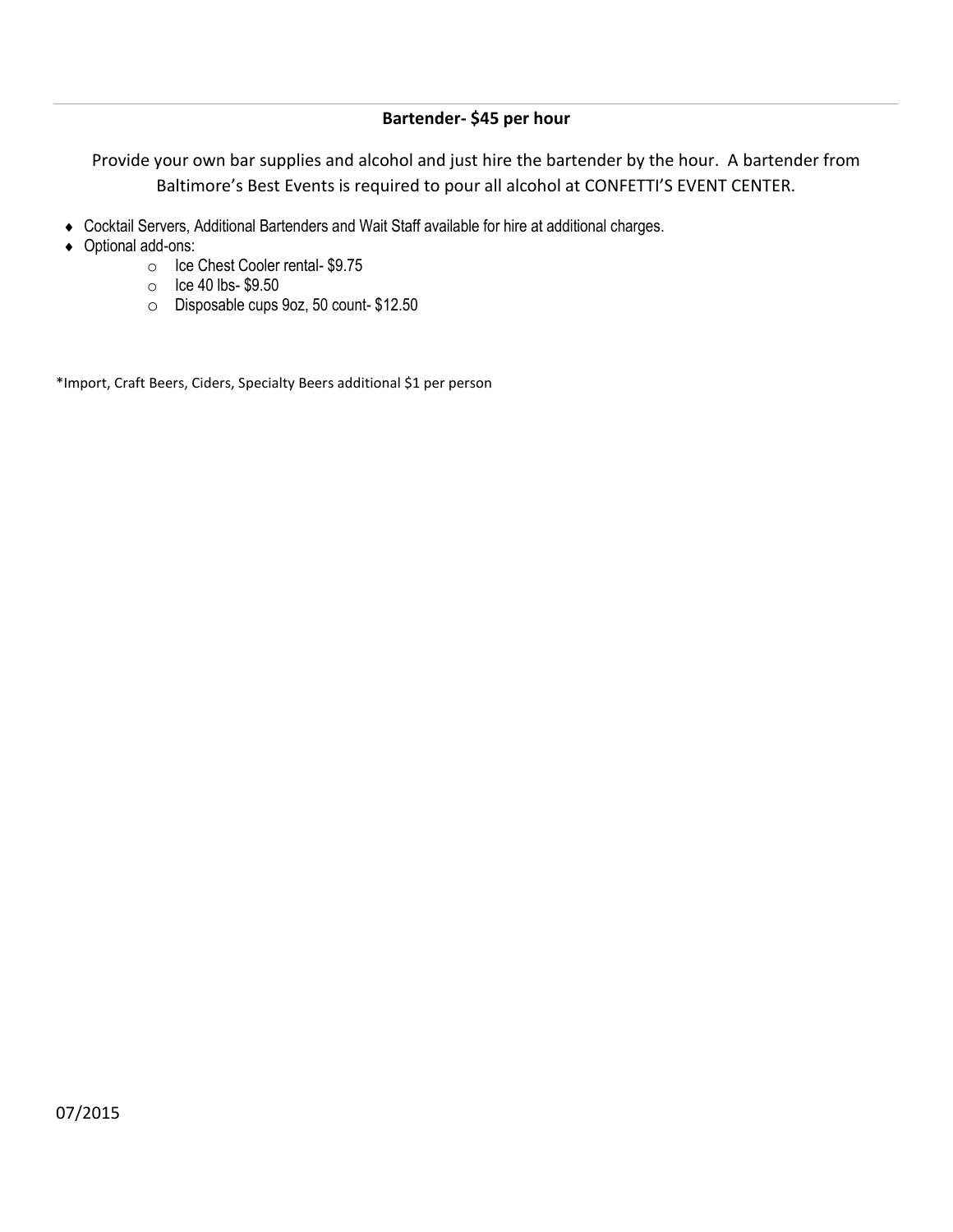**Bartender- $45 per hour**

Provide your own bar supplies and alcohol and just hire the bartender by the hour. A bartender from Baltimore's Best Events is required to pour all alcohol at CONFETTI'S EVENT CENTER.

- Cocktail Servers, Additional Bartenders and Wait Staff available for hire at additional charges.
- Optional add-ons:
  - Ice Chest Cooler rental- $9.75
  - Ice 40 lbs- $9.50
  - Disposable cups 9oz, 50 count- $12.50

*Import, Craft Beers, Ciders, Specialty Beers additional $1 per person

07/2015